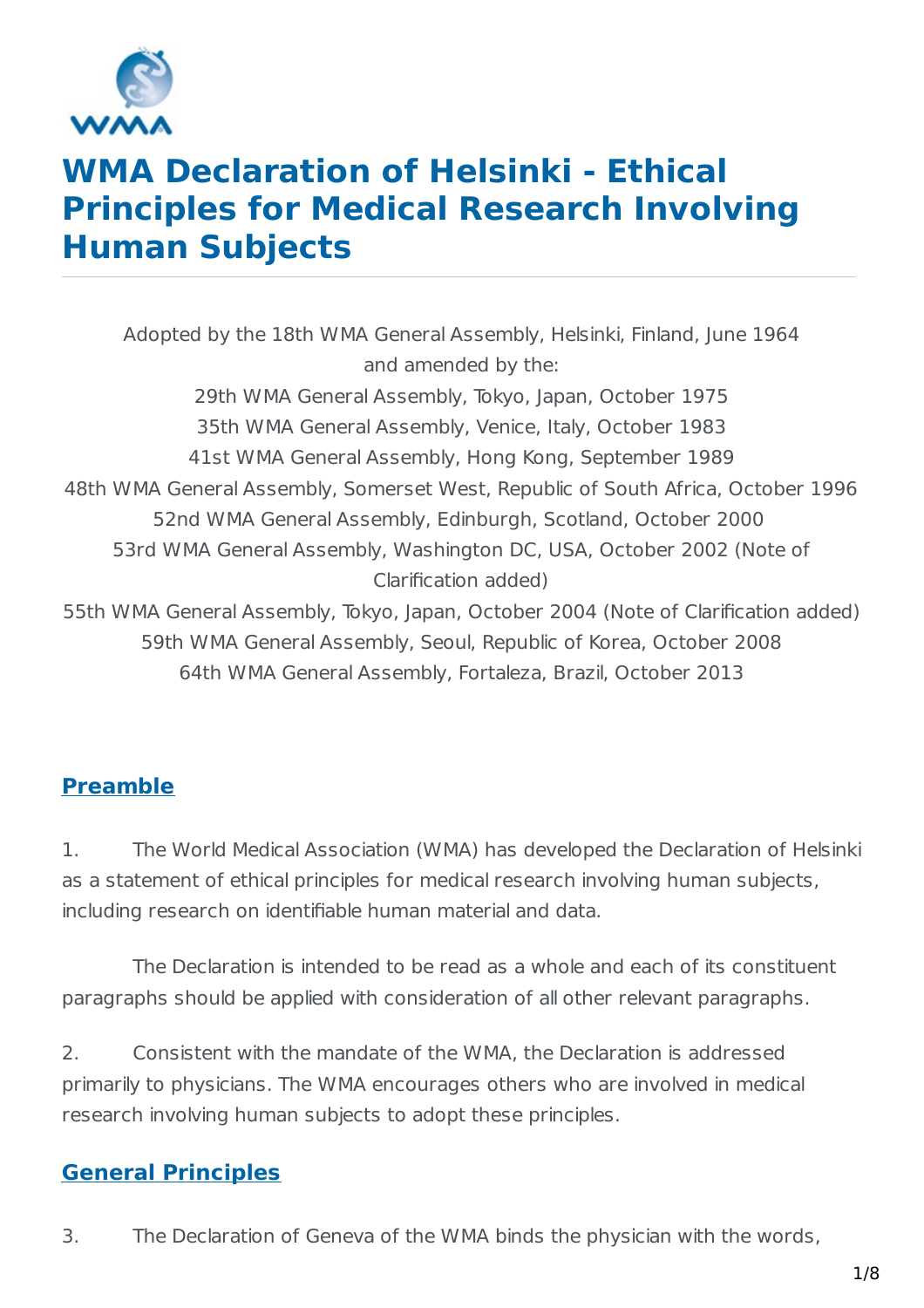# WMA Declaration of Helsinki - Ethical Principles for Medical Research Involving Human Subjects

Adopted by the 18th WMA General Assembly, Helsinki, Finland, June 1964
and amended by the:
29th WMA General Assembly, Tokyo, Japan, October 1975
35th WMA General Assembly, Venice, Italy, October 1983
41st WMA General Assembly, Hong Kong, September 1989
48th WMA General Assembly, Somerset West, Republic of South Africa, October 1996
52nd WMA General Assembly, Edinburgh, Scotland, October 2000
53rd WMA General Assembly, Washington DC, USA, October 2002 (Note of Clarification added)
55th WMA General Assembly, Tokyo, Japan, October 2004 (Note of Clarification added)
59th WMA General Assembly, Seoul, Republic of Korea, October 2008
64th WMA General Assembly, Fortaleza, Brazil, October 2013

## Preamble

1. The World Medical Association (WMA) has developed the Declaration of Helsinki as a statement of ethical principles for medical research involving human subjects, including research on identifiable human material and data.

The Declaration is intended to be read as a whole and each of its constituent paragraphs should be applied with consideration of all other relevant paragraphs.

2. Consistent with the mandate of the WMA, the Declaration is addressed primarily to physicians. The WMA encourages others who are involved in medical research involving human subjects to adopt these principles.

## General Principles

3. The Declaration of Geneva of the WMA binds the physician with the words,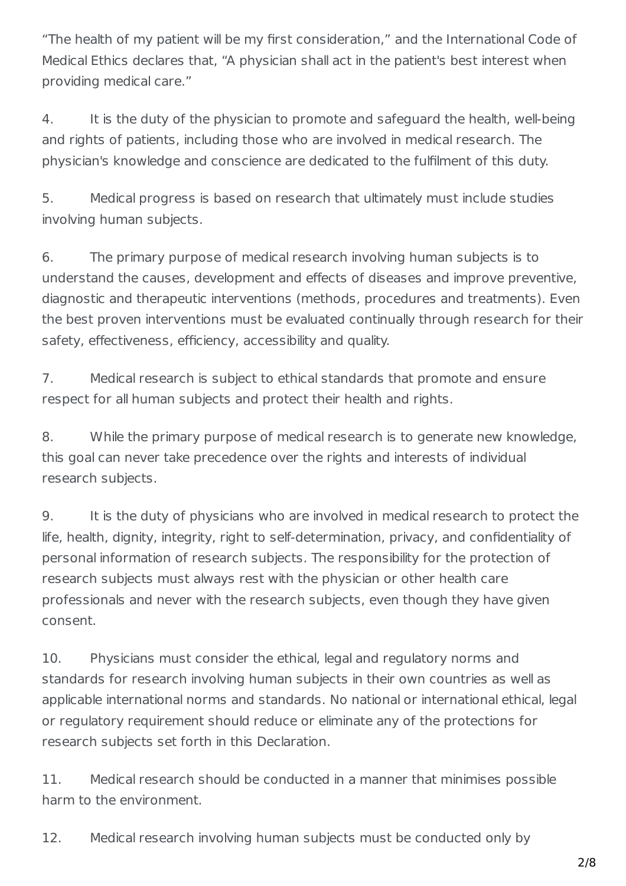"The health of my patient will be my first consideration," and the International Code of Medical Ethics declares that, "A physician shall act in the patient's best interest when providing medical care."

4. It is the duty of the physician to promote and safeguard the health, well-being and rights of patients, including those who are involved in medical research. The physician's knowledge and conscience are dedicated to the fulfilment of this duty.

5. Medical progress is based on research that ultimately must include studies involving human subjects.

6. The primary purpose of medical research involving human subjects is to understand the causes, development and effects of diseases and improve preventive, diagnostic and therapeutic interventions (methods, procedures and treatments). Even the best proven interventions must be evaluated continually through research for their safety, effectiveness, efficiency, accessibility and quality.

7. Medical research is subject to ethical standards that promote and ensure respect for all human subjects and protect their health and rights.

8. While the primary purpose of medical research is to generate new knowledge, this goal can never take precedence over the rights and interests of individual research subjects.

9. It is the duty of physicians who are involved in medical research to protect the life, health, dignity, integrity, right to self-determination, privacy, and confidentiality of personal information of research subjects. The responsibility for the protection of research subjects must always rest with the physician or other health care professionals and never with the research subjects, even though they have given consent.

10. Physicians must consider the ethical, legal and regulatory norms and standards for research involving human subjects in their own countries as well as applicable international norms and standards. No national or international ethical, legal or regulatory requirement should reduce or eliminate any of the protections for research subjects set forth in this Declaration.

11. Medical research should be conducted in a manner that minimises possible harm to the environment.

12. Medical research involving human subjects must be conducted only by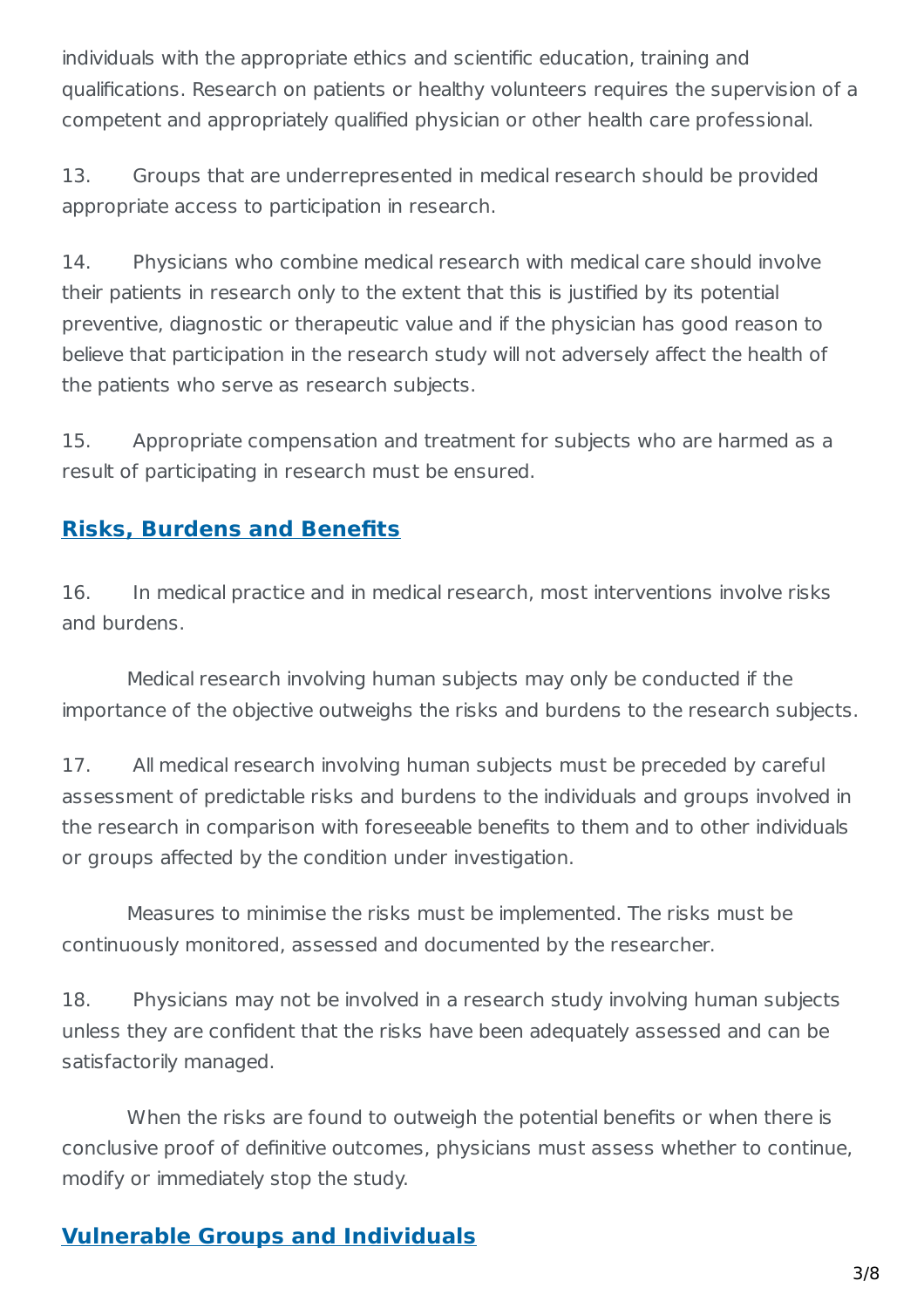individuals with the appropriate ethics and scientific education, training and qualifications. Research on patients or healthy volunteers requires the supervision of a competent and appropriately qualified physician or other health care professional.

13. Groups that are underrepresented in medical research should be provided appropriate access to participation in research.

14. Physicians who combine medical research with medical care should involve their patients in research only to the extent that this is justified by its potential preventive, diagnostic or therapeutic value and if the physician has good reason to believe that participation in the research study will not adversely affect the health of the patients who serve as research subjects.

15. Appropriate compensation and treatment for subjects who are harmed as a result of participating in research must be ensured.

## Risks, Burdens and Benefits

16. In medical practice and in medical research, most interventions involve risks and burdens.

Medical research involving human subjects may only be conducted if the importance of the objective outweighs the risks and burdens to the research subjects.

17. All medical research involving human subjects must be preceded by careful assessment of predictable risks and burdens to the individuals and groups involved in the research in comparison with foreseeable benefits to them and to other individuals or groups affected by the condition under investigation.

Measures to minimise the risks must be implemented. The risks must be continuously monitored, assessed and documented by the researcher.

18. Physicians may not be involved in a research study involving human subjects unless they are confident that the risks have been adequately assessed and can be satisfactorily managed.

When the risks are found to outweigh the potential benefits or when there is conclusive proof of definitive outcomes, physicians must assess whether to continue, modify or immediately stop the study.

## Vulnerable Groups and Individuals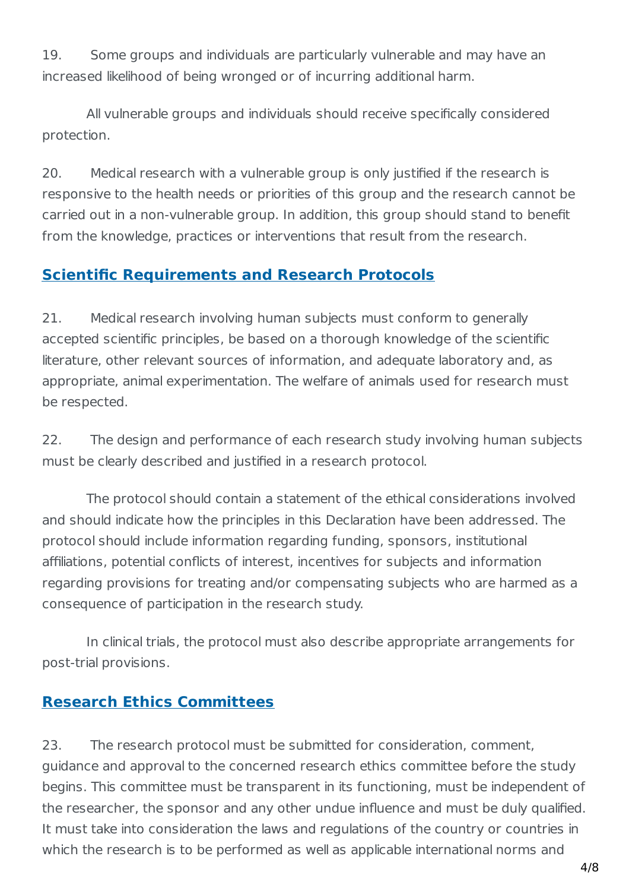19. Some groups and individuals are particularly vulnerable and may have an increased likelihood of being wronged or of incurring additional harm.

All vulnerable groups and individuals should receive specifically considered protection.

20. Medical research with a vulnerable group is only justified if the research is responsive to the health needs or priorities of this group and the research cannot be carried out in a non-vulnerable group. In addition, this group should stand to benefit from the knowledge, practices or interventions that result from the research.

## Scientific Requirements and Research Protocols

21. Medical research involving human subjects must conform to generally accepted scientific principles, be based on a thorough knowledge of the scientific literature, other relevant sources of information, and adequate laboratory and, as appropriate, animal experimentation. The welfare of animals used for research must be respected.

22. The design and performance of each research study involving human subjects must be clearly described and justified in a research protocol.

The protocol should contain a statement of the ethical considerations involved and should indicate how the principles in this Declaration have been addressed. The protocol should include information regarding funding, sponsors, institutional affiliations, potential conflicts of interest, incentives for subjects and information regarding provisions for treating and/or compensating subjects who are harmed as a consequence of participation in the research study.

In clinical trials, the protocol must also describe appropriate arrangements for post-trial provisions.

## Research Ethics Committees

23. The research protocol must be submitted for consideration, comment, guidance and approval to the concerned research ethics committee before the study begins. This committee must be transparent in its functioning, must be independent of the researcher, the sponsor and any other undue influence and must be duly qualified. It must take into consideration the laws and regulations of the country or countries in which the research is to be performed as well as applicable international norms and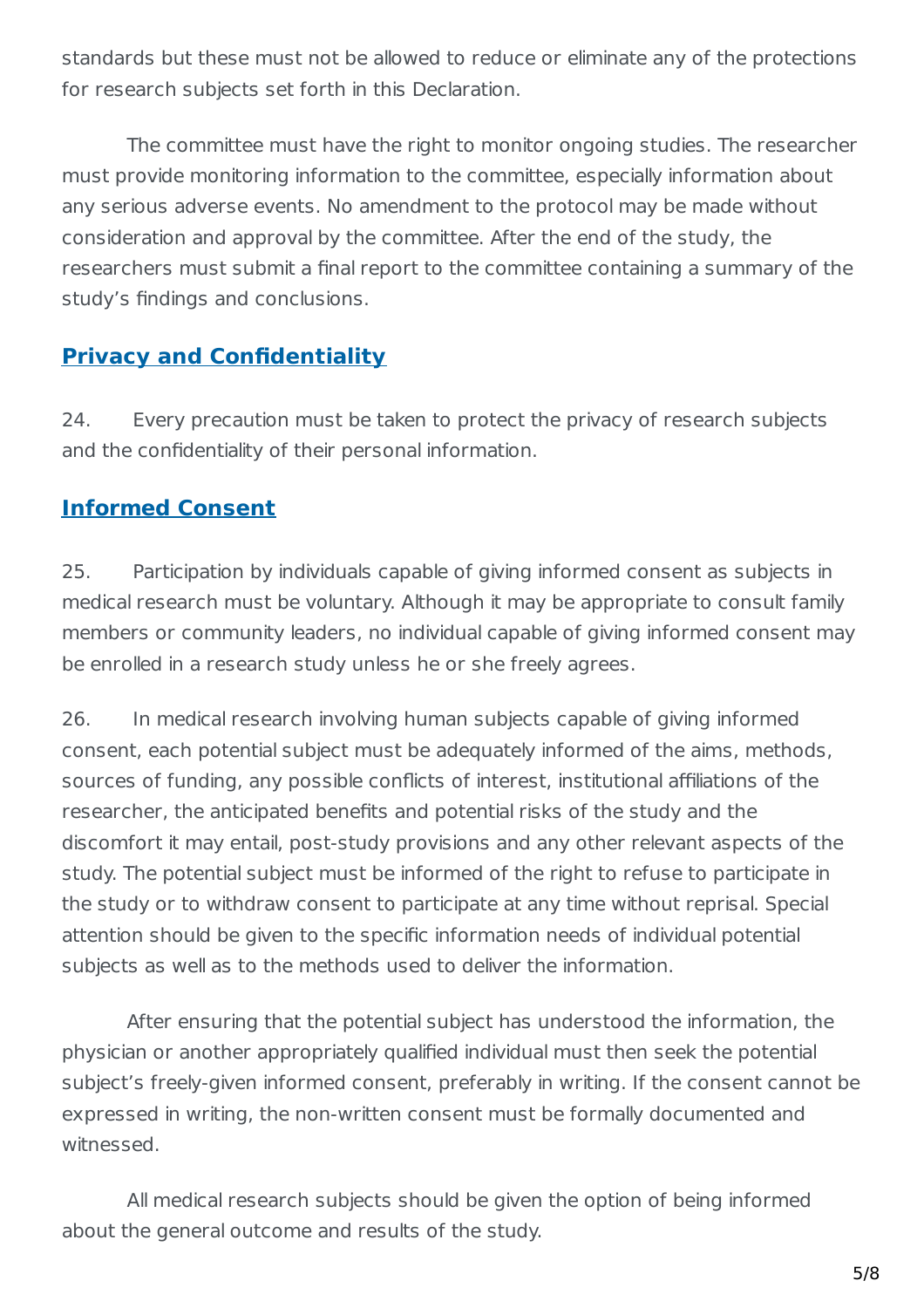standards but these must not be allowed to reduce or eliminate any of the protections for research subjects set forth in this Declaration.

The committee must have the right to monitor ongoing studies. The researcher must provide monitoring information to the committee, especially information about any serious adverse events. No amendment to the protocol may be made without consideration and approval by the committee. After the end of the study, the researchers must submit a final report to the committee containing a summary of the study's findings and conclusions.

## Privacy and Confidentiality

24. Every precaution must be taken to protect the privacy of research subjects and the confidentiality of their personal information.

## Informed Consent

25. Participation by individuals capable of giving informed consent as subjects in medical research must be voluntary. Although it may be appropriate to consult family members or community leaders, no individual capable of giving informed consent may be enrolled in a research study unless he or she freely agrees.

26. In medical research involving human subjects capable of giving informed consent, each potential subject must be adequately informed of the aims, methods, sources of funding, any possible conflicts of interest, institutional affiliations of the researcher, the anticipated benefits and potential risks of the study and the discomfort it may entail, post-study provisions and any other relevant aspects of the study. The potential subject must be informed of the right to refuse to participate in the study or to withdraw consent to participate at any time without reprisal. Special attention should be given to the specific information needs of individual potential subjects as well as to the methods used to deliver the information.

After ensuring that the potential subject has understood the information, the physician or another appropriately qualified individual must then seek the potential subject's freely-given informed consent, preferably in writing. If the consent cannot be expressed in writing, the non-written consent must be formally documented and witnessed.

All medical research subjects should be given the option of being informed about the general outcome and results of the study.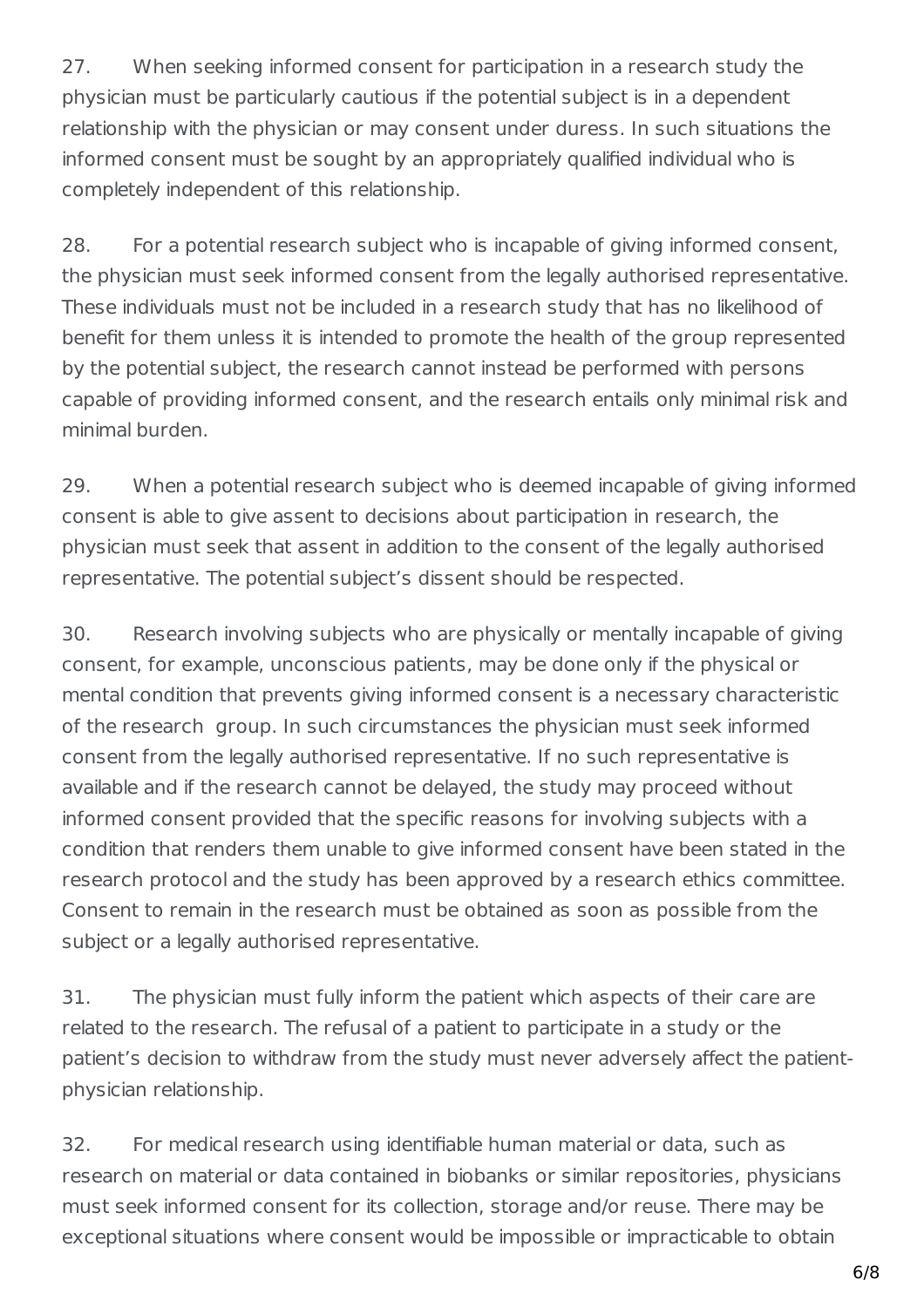27. When seeking informed consent for participation in a research study the physician must be particularly cautious if the potential subject is in a dependent relationship with the physician or may consent under duress. In such situations the informed consent must be sought by an appropriately qualified individual who is completely independent of this relationship.

28. For a potential research subject who is incapable of giving informed consent, the physician must seek informed consent from the legally authorised representative. These individuals must not be included in a research study that has no likelihood of benefit for them unless it is intended to promote the health of the group represented by the potential subject, the research cannot instead be performed with persons capable of providing informed consent, and the research entails only minimal risk and minimal burden.

29. When a potential research subject who is deemed incapable of giving informed consent is able to give assent to decisions about participation in research, the physician must seek that assent in addition to the consent of the legally authorised representative. The potential subject's dissent should be respected.

30. Research involving subjects who are physically or mentally incapable of giving consent, for example, unconscious patients, may be done only if the physical or mental condition that prevents giving informed consent is a necessary characteristic of the research group. In such circumstances the physician must seek informed consent from the legally authorised representative. If no such representative is available and if the research cannot be delayed, the study may proceed without informed consent provided that the specific reasons for involving subjects with a condition that renders them unable to give informed consent have been stated in the research protocol and the study has been approved by a research ethics committee. Consent to remain in the research must be obtained as soon as possible from the subject or a legally authorised representative.

31. The physician must fully inform the patient which aspects of their care are related to the research. The refusal of a patient to participate in a study or the patient's decision to withdraw from the study must never adversely affect the patient-physician relationship.

32. For medical research using identifiable human material or data, such as research on material or data contained in biobanks or similar repositories, physicians must seek informed consent for its collection, storage and/or reuse. There may be exceptional situations where consent would be impossible or impracticable to obtain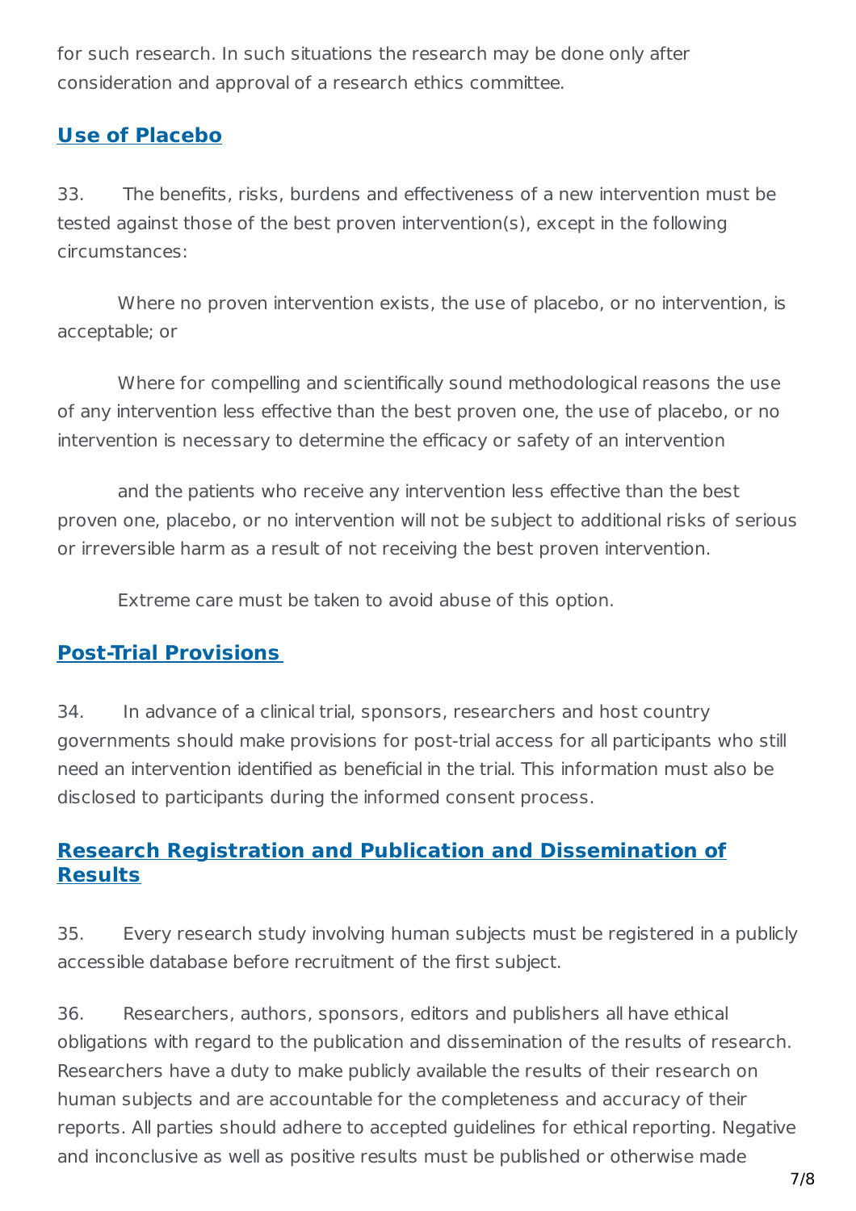for such research. In such situations the research may be done only after consideration and approval of a research ethics committee.

## Use of Placebo

33. The benefits, risks, burdens and effectiveness of a new intervention must be tested against those of the best proven intervention(s), except in the following circumstances:

Where no proven intervention exists, the use of placebo, or no intervention, is acceptable; or

Where for compelling and scientifically sound methodological reasons the use of any intervention less effective than the best proven one, the use of placebo, or no intervention is necessary to determine the efficacy or safety of an intervention

and the patients who receive any intervention less effective than the best proven one, placebo, or no intervention will not be subject to additional risks of serious or irreversible harm as a result of not receiving the best proven intervention.

Extreme care must be taken to avoid abuse of this option.

## Post-Trial Provisions

34. In advance of a clinical trial, sponsors, researchers and host country governments should make provisions for post-trial access for all participants who still need an intervention identified as beneficial in the trial. This information must also be disclosed to participants during the informed consent process.

## Research Registration and Publication and Dissemination of Results

35. Every research study involving human subjects must be registered in a publicly accessible database before recruitment of the first subject.

36. Researchers, authors, sponsors, editors and publishers all have ethical obligations with regard to the publication and dissemination of the results of research. Researchers have a duty to make publicly available the results of their research on human subjects and are accountable for the completeness and accuracy of their reports. All parties should adhere to accepted guidelines for ethical reporting. Negative and inconclusive as well as positive results must be published or otherwise made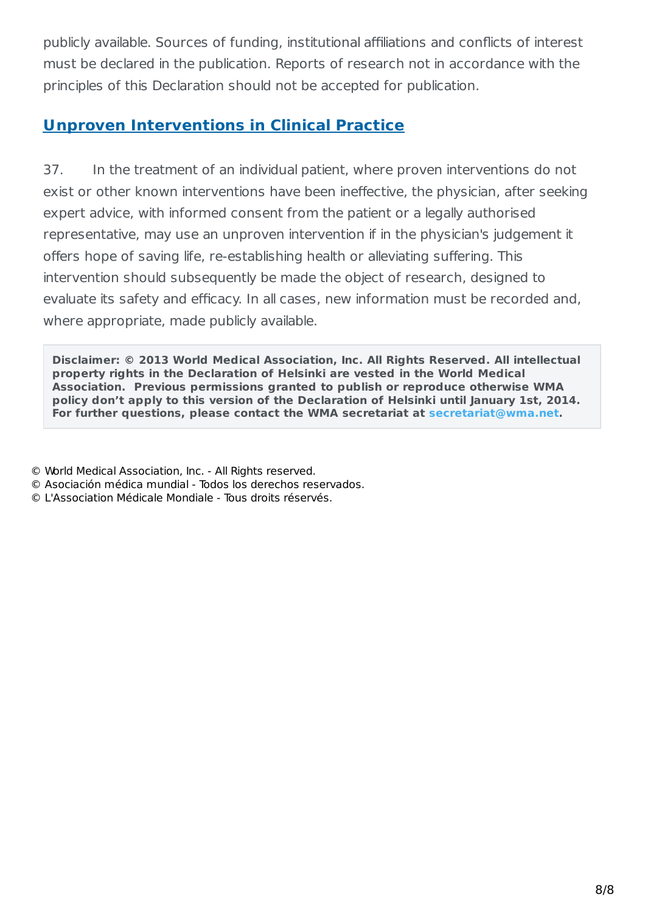publicly available. Sources of funding, institutional affiliations and conflicts of interest must be declared in the publication. Reports of research not in accordance with the principles of this Declaration should not be accepted for publication.

## Unproven Interventions in Clinical Practice

37. In the treatment of an individual patient, where proven interventions do not exist or other known interventions have been ineffective, the physician, after seeking expert advice, with informed consent from the patient or a legally authorised representative, may use an unproven intervention if in the physician's judgement it offers hope of saving life, re-establishing health or alleviating suffering. This intervention should subsequently be made the object of research, designed to evaluate its safety and efficacy. In all cases, new information must be recorded and, where appropriate, made publicly available.

**Disclaimer: © 2013 World Medical Association, Inc. All Rights Reserved. All intellectual property rights in the Declaration of Helsinki are vested in the World Medical Association. Previous permissions granted to publish or reproduce otherwise WMA policy don't apply to this version of the Declaration of Helsinki until January 1st, 2014. For further questions, please contact the WMA secretariat at secretariat@wma.net.**

© World Medical Association, Inc. - All Rights reserved.
© Asociación médica mundial - Todos los derechos reservados.
© L'Association Médicale Mondiale - Tous droits réservés.